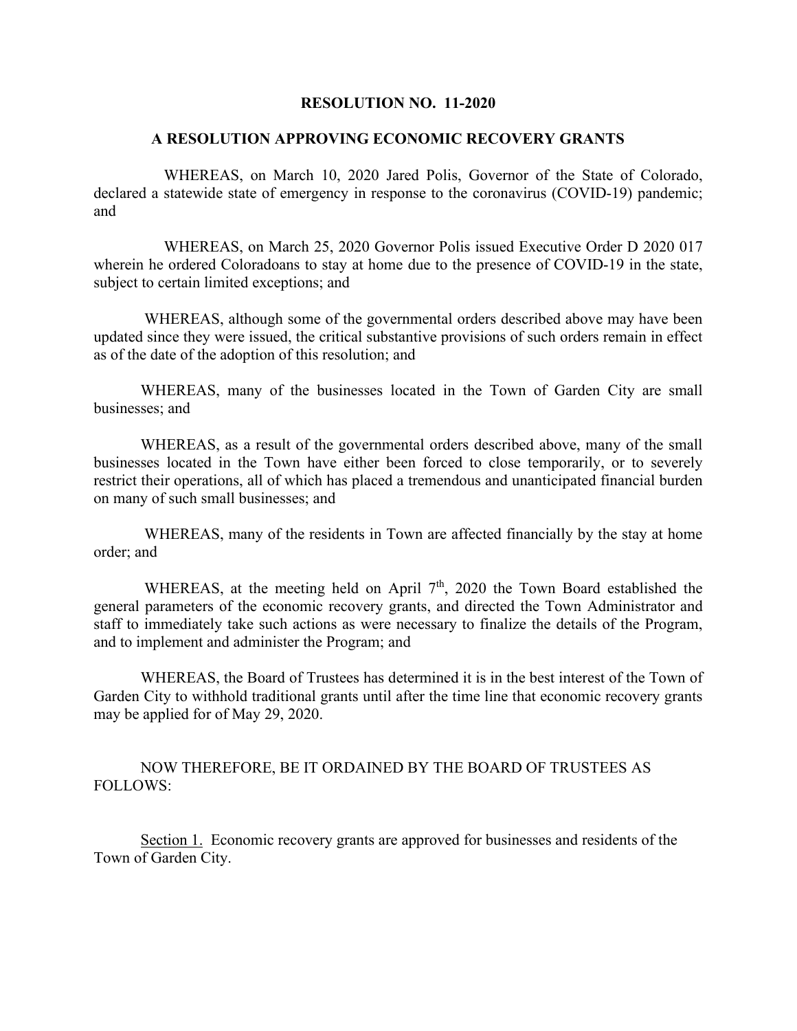# RESOLUTION NO. 11-2020

## A RESOLUTION APPROVING ECONOMIC RECOVERY GRANTS

WHEREAS, on March 10, 2020 Jared Polis, Governor of the State of Colorado, declared a statewide state of emergency in response to the coronavirus (COVID-19) pandemic; and

WHEREAS, on March 25, 2020 Governor Polis issued Executive Order D 2020 017 wherein he ordered Coloradoans to stay at home due to the presence of COVID-19 in the state, subject to certain limited exceptions; and

WHEREAS, although some of the governmental orders described above may have been updated since they were issued, the critical substantive provisions of such orders remain in effect as of the date of the adoption of this resolution; and

WHEREAS, many of the businesses located in the Town of Garden City are small businesses; and

WHEREAS, as a result of the governmental orders described above, many of the small businesses located in the Town have either been forced to close temporarily, or to severely restrict their operations, all of which has placed a tremendous and unanticipated financial burden on many of such small businesses; and

WHEREAS, many of the residents in Town are affected financially by the stay at home order; and

WHEREAS, at the meeting held on April 7th, 2020 the Town Board established the general parameters of the economic recovery grants, and directed the Town Administrator and staff to immediately take such actions as were necessary to finalize the details of the Program, and to implement and administer the Program; and

WHEREAS, the Board of Trustees has determined it is in the best interest of the Town of Garden City to withhold traditional grants until after the time line that economic recovery grants may be applied for of May 29, 2020.

NOW THEREFORE, BE IT ORDAINED BY THE BOARD OF TRUSTEES AS FOLLOWS:

Section 1. Economic recovery grants are approved for businesses and residents of the Town of Garden City.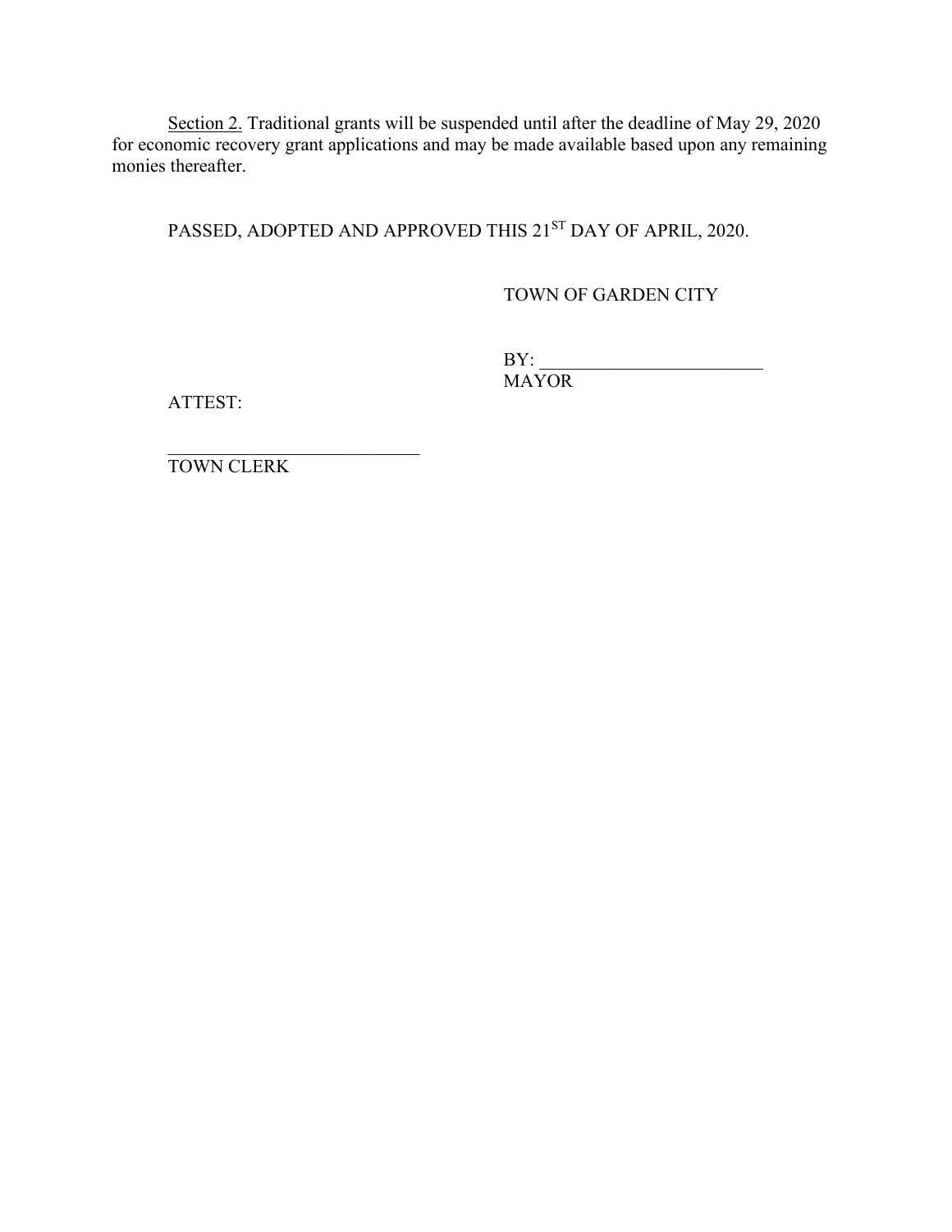Section 2. Traditional grants will be suspended until after the deadline of May 29, 2020 for economic recovery grant applications and may be made available based upon any remaining monies thereafter.

PASSED, ADOPTED AND APPROVED THIS 21ST DAY OF APRIL, 2020.

TOWN OF GARDEN CITY

BY: ________________________
MAYOR

ATTEST:

____________________________
TOWN CLERK